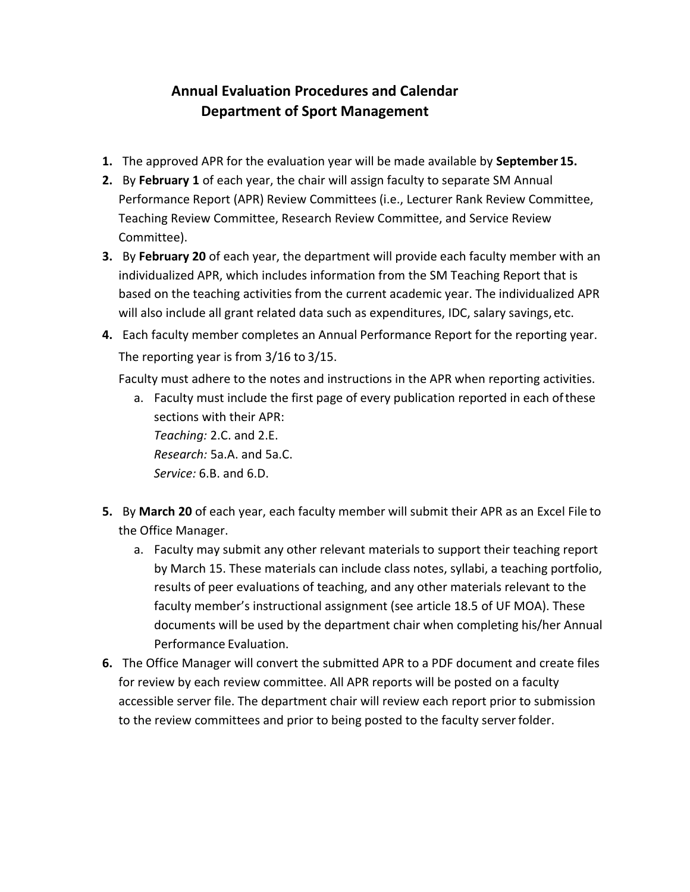# Annual Evaluation Procedures and Calendar
## Department of Sport Management

1. The approved APR for the evaluation year will be made available by **September 15.**
2. By **February 1** of each year, the chair will assign faculty to separate SM Annual Performance Report (APR) Review Committees (i.e., Lecturer Rank Review Committee, Teaching Review Committee, Research Review Committee, and Service Review Committee).
3. By **February 20** of each year, the department will provide each faculty member with an individualized APR, which includes information from the SM Teaching Report that is based on the teaching activities from the current academic year. The individualized APR will also include all grant related data such as expenditures, IDC, salary savings, etc.
4. Each faculty member completes an Annual Performance Report for the reporting year. The reporting year is from 3/16 to 3/15.

   Faculty must adhere to the notes and instructions in the APR when reporting activities.

   a. Faculty must include the first page of every publication reported in each of these sections with their APR:
      *Teaching:* 2.C. and 2.E.
      *Research:* 5a.A. and 5a.C.
      *Service:* 6.B. and 6.D.

5. By **March 20** of each year, each faculty member will submit their APR as an Excel File to the Office Manager.

   a. Faculty may submit any other relevant materials to support their teaching report by March 15. These materials can include class notes, syllabi, a teaching portfolio, results of peer evaluations of teaching, and any other materials relevant to the faculty member's instructional assignment (see article 18.5 of UF MOA). These documents will be used by the department chair when completing his/her Annual Performance Evaluation.

6. The Office Manager will convert the submitted APR to a PDF document and create files for review by each review committee. All APR reports will be posted on a faculty accessible server file. The department chair will review each report prior to submission to the review committees and prior to being posted to the faculty server folder.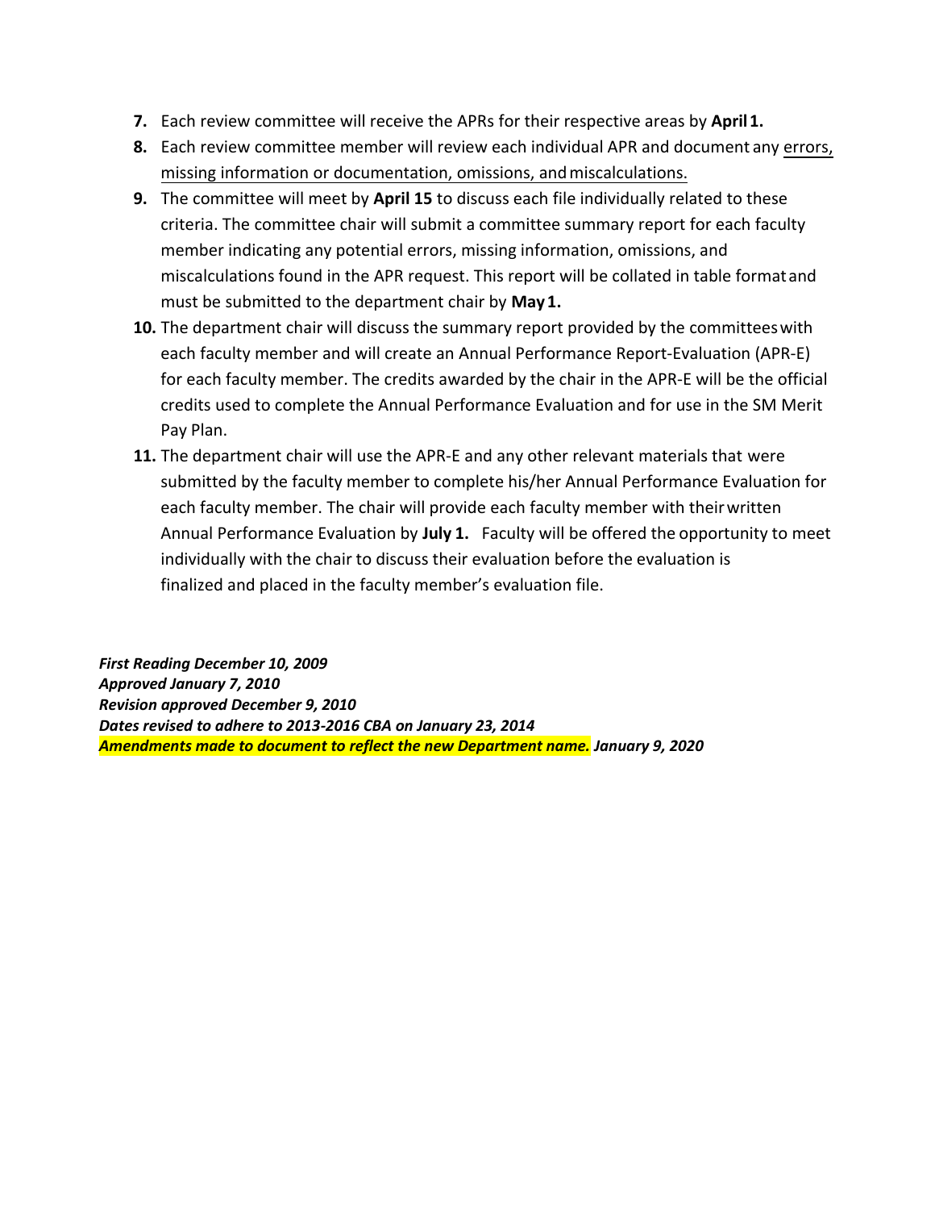7. Each review committee will receive the APRs for their respective areas by **April 1.**
8. Each review committee member will review each individual APR and document any errors, missing information or documentation, omissions, and miscalculations.
9. The committee will meet by **April 15** to discuss each file individually related to these criteria. The committee chair will submit a committee summary report for each faculty member indicating any potential errors, missing information, omissions, and miscalculations found in the APR request. This report will be collated in table format and must be submitted to the department chair by **May 1.**
10. The department chair will discuss the summary report provided by the committees with each faculty member and will create an Annual Performance Report-Evaluation (APR-E) for each faculty member. The credits awarded by the chair in the APR-E will be the official credits used to complete the Annual Performance Evaluation and for use in the SM Merit Pay Plan.
11. The department chair will use the APR-E and any other relevant materials that were submitted by the faculty member to complete his/her Annual Performance Evaluation for each faculty member. The chair will provide each faculty member with their written Annual Performance Evaluation by **July 1.** Faculty will be offered the opportunity to meet individually with the chair to discuss their evaluation before the evaluation is finalized and placed in the faculty member's evaluation file.

***First Reading December 10, 2009***
***Approved January 7, 2010***
***Revision approved December 9, 2010***
***Dates revised to adhere to 2013-2016 CBA on January 23, 2014***
***Amendments made to document to reflect the new Department name. January 9, 2020***